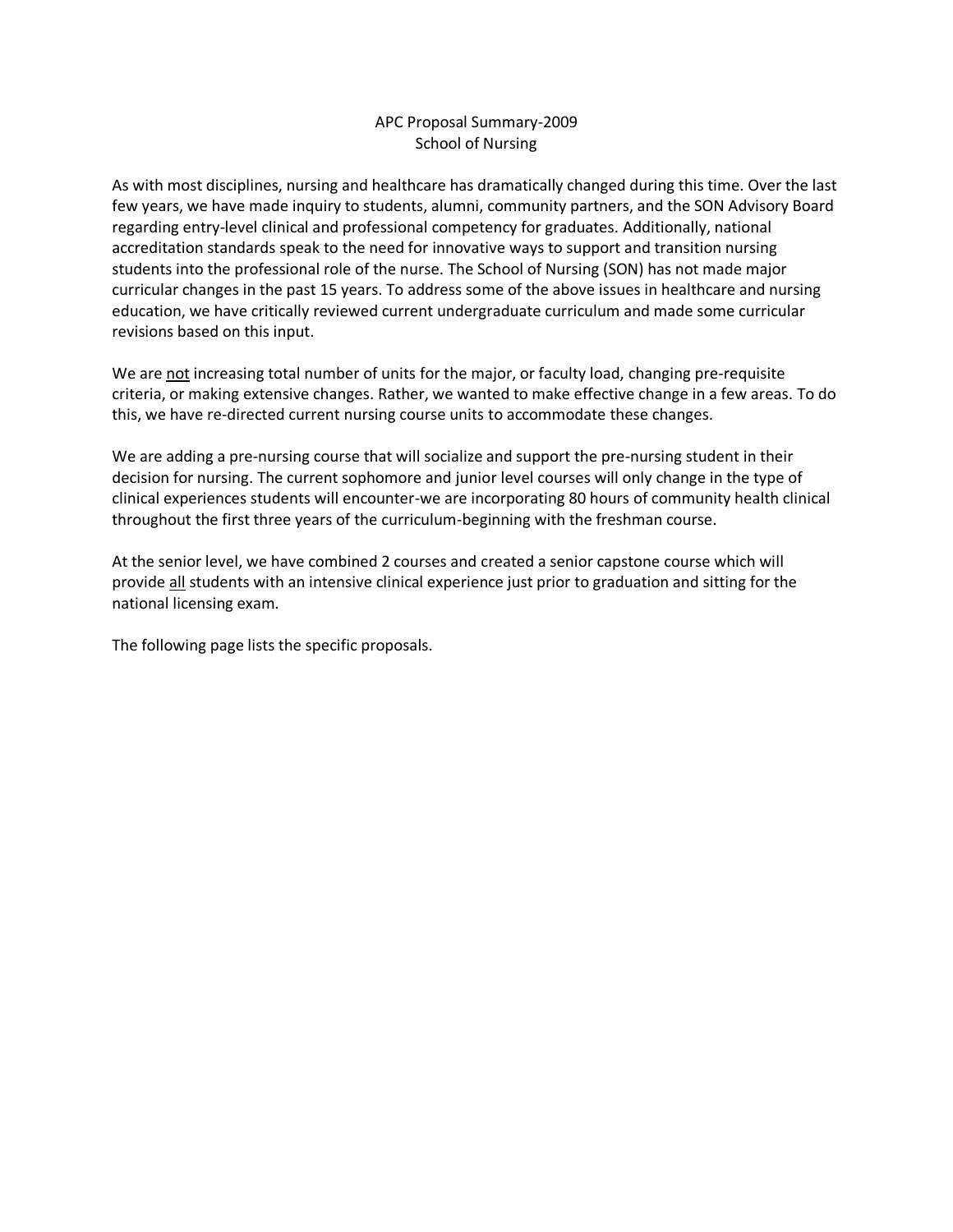# APC Proposal Summary-2009
## School of Nursing

As with most disciplines, nursing and healthcare has dramatically changed during this time. Over the last few years, we have made inquiry to students, alumni, community partners, and the SON Advisory Board regarding entry-level clinical and professional competency for graduates. Additionally, national accreditation standards speak to the need for innovative ways to support and transition nursing students into the professional role of the nurse. The School of Nursing (SON) has not made major curricular changes in the past 15 years. To address some of the above issues in healthcare and nursing education, we have critically reviewed current undergraduate curriculum and made some curricular revisions based on this input.

We are <u>not</u> increasing total number of units for the major, or faculty load, changing pre-requisite criteria, or making extensive changes. Rather, we wanted to make effective change in a few areas. To do this, we have re-directed current nursing course units to accommodate these changes.

We are adding a pre-nursing course that will socialize and support the pre-nursing student in their decision for nursing. The current sophomore and junior level courses will only change in the type of clinical experiences students will encounter-we are incorporating 80 hours of community health clinical throughout the first three years of the curriculum-beginning with the freshman course.

At the senior level, we have combined 2 courses and created a senior capstone course which will provide <u>all</u> students with an intensive clinical experience just prior to graduation and sitting for the national licensing exam.

The following page lists the specific proposals.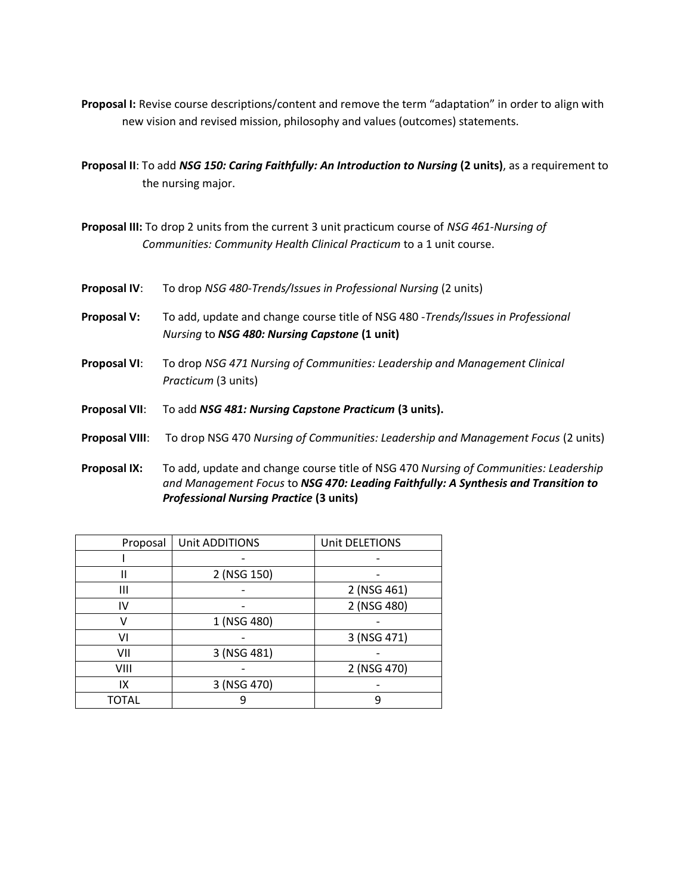**Proposal I:** Revise course descriptions/content and remove the term "adaptation" in order to align with new vision and revised mission, philosophy and values (outcomes) statements.

**Proposal II**: To add ***NSG 150: Caring Faithfully: An Introduction to Nursing*** **(2 units)**, as a requirement to the nursing major.

**Proposal III:** To drop 2 units from the current 3 unit practicum course of *NSG 461-Nursing of Communities: Community Health Clinical Practicum* to a 1 unit course.

**Proposal IV**: To drop *NSG 480-Trends/Issues in Professional Nursing* (2 units)

**Proposal V:** To add, update and change course title of NSG 480 -*Trends/Issues in Professional Nursing* to ***NSG 480: Nursing Capstone*** **(1 unit)**

**Proposal VI**: To drop *NSG 471 Nursing of Communities: Leadership and Management Clinical Practicum* (3 units)

**Proposal VII**: To add ***NSG 481: Nursing Capstone Practicum*** **(3 units).**

**Proposal VIII**: To drop NSG 470 *Nursing of Communities: Leadership and Management Focus* (2 units)

**Proposal IX:** To add, update and change course title of NSG 470 *Nursing of Communities: Leadership and Management Focus* to ***NSG 470: Leading Faithfully: A Synthesis and Transition to Professional Nursing Practice*** **(3 units)**

| Proposal | Unit ADDITIONS | Unit DELETIONS |
|---|---|---|
| I | - | - |
| II | 2 (NSG 150) | - |
| III | - | 2 (NSG 461) |
| IV | - | 2 (NSG 480) |
| V | 1 (NSG 480) | - |
| VI | - | 3 (NSG 471) |
| VII | 3 (NSG 481) | - |
| VIII | - | 2 (NSG 470) |
| IX | 3 (NSG 470) | - |
| TOTAL | 9 | 9 |